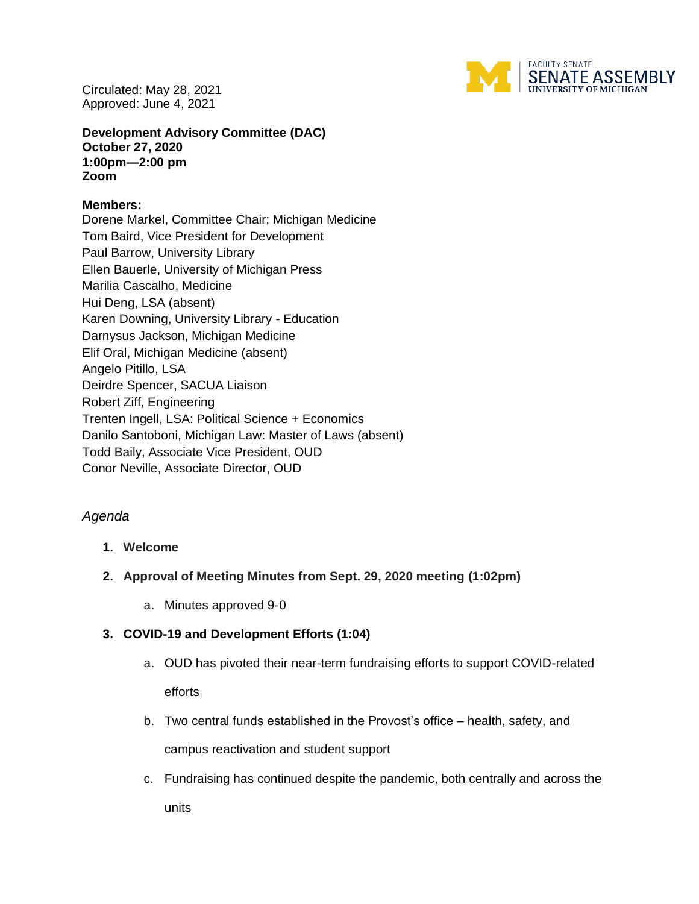Circulated: May 28, 2021
Approved: June 4, 2021

**Development Advisory Committee (DAC)**
**October 27, 2020**
**1:00pm—2:00 pm**
**Zoom**

**Members:**
Dorene Markel, Committee Chair; Michigan Medicine
Tom Baird, Vice President for Development
Paul Barrow, University Library
Ellen Bauerle, University of Michigan Press
Marilia Cascalho, Medicine
Hui Deng, LSA (absent)
Karen Downing, University Library - Education
Darnysus Jackson, Michigan Medicine
Elif Oral, Michigan Medicine (absent)
Angelo Pitillo, LSA
Deirdre Spencer, SACUA Liaison
Robert Ziff, Engineering
Trenten Ingell, LSA: Political Science + Economics
Danilo Santoboni, Michigan Law: Master of Laws (absent)
Todd Baily, Associate Vice President, OUD
Conor Neville, Associate Director, OUD

*Agenda*

1. **Welcome**
2. **Approval of Meeting Minutes from Sept. 29, 2020 meeting (1:02pm)**
   a. Minutes approved 9-0
3. **COVID-19 and Development Efforts (1:04)**
   a. OUD has pivoted their near-term fundraising efforts to support COVID-related efforts
   b. Two central funds established in the Provost's office – health, safety, and campus reactivation and student support
   c. Fundraising has continued despite the pandemic, both centrally and across the units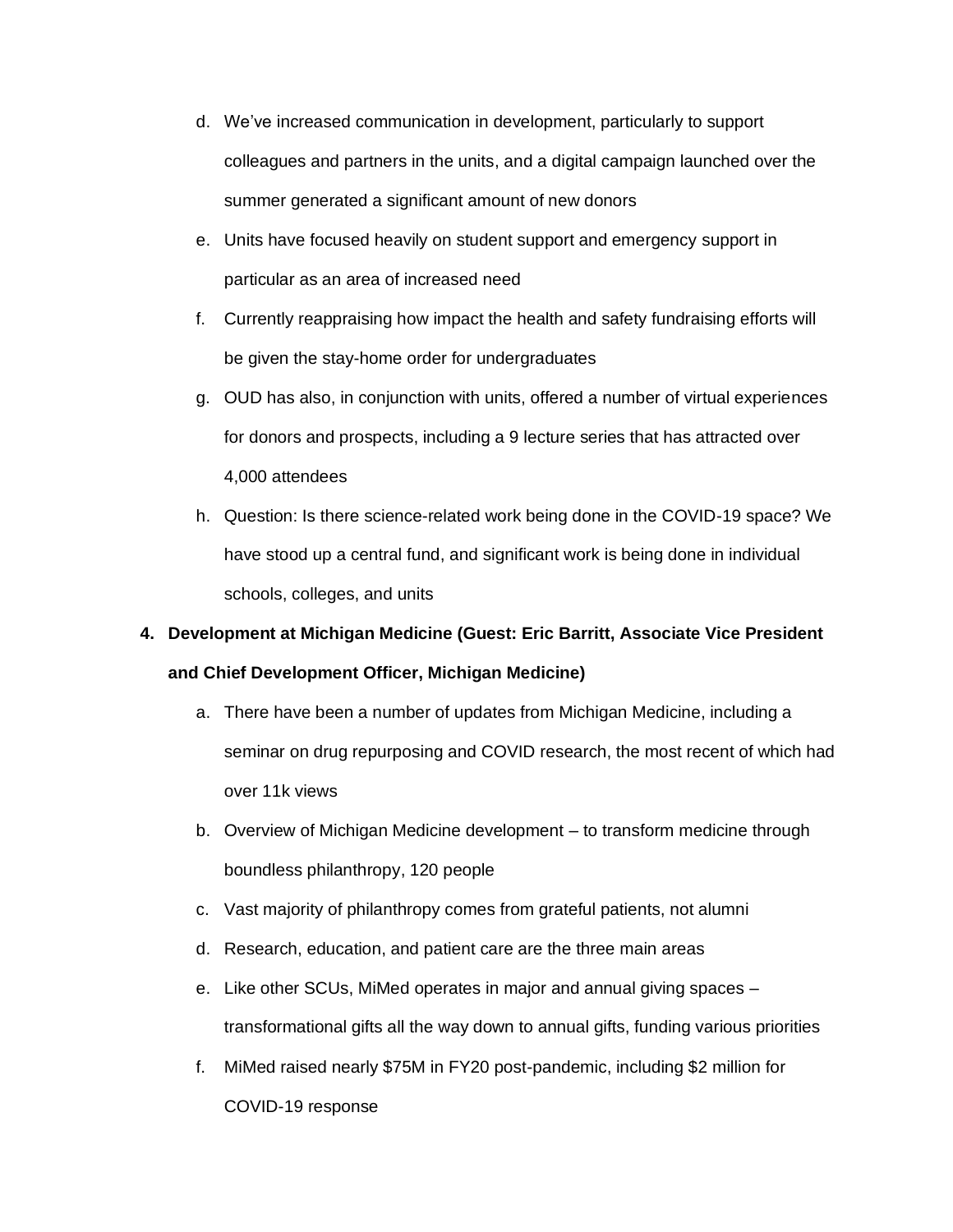d. We've increased communication in development, particularly to support colleagues and partners in the units, and a digital campaign launched over the summer generated a significant amount of new donors

e. Units have focused heavily on student support and emergency support in particular as an area of increased need

f. Currently reappraising how impact the health and safety fundraising efforts will be given the stay-home order for undergraduates

g. OUD has also, in conjunction with units, offered a number of virtual experiences for donors and prospects, including a 9 lecture series that has attracted over 4,000 attendees

h. Question: Is there science-related work being done in the COVID-19 space? We have stood up a central fund, and significant work is being done in individual schools, colleges, and units

4. **Development at Michigan Medicine (Guest: Eric Barritt, Associate Vice President and Chief Development Officer, Michigan Medicine)**

   a. There have been a number of updates from Michigan Medicine, including a seminar on drug repurposing and COVID research, the most recent of which had over 11k views

   b. Overview of Michigan Medicine development – to transform medicine through boundless philanthropy, 120 people

   c. Vast majority of philanthropy comes from grateful patients, not alumni

   d. Research, education, and patient care are the three main areas

   e. Like other SCUs, MiMed operates in major and annual giving spaces – transformational gifts all the way down to annual gifts, funding various priorities

   f. MiMed raised nearly $75M in FY20 post-pandemic, including $2 million for COVID-19 response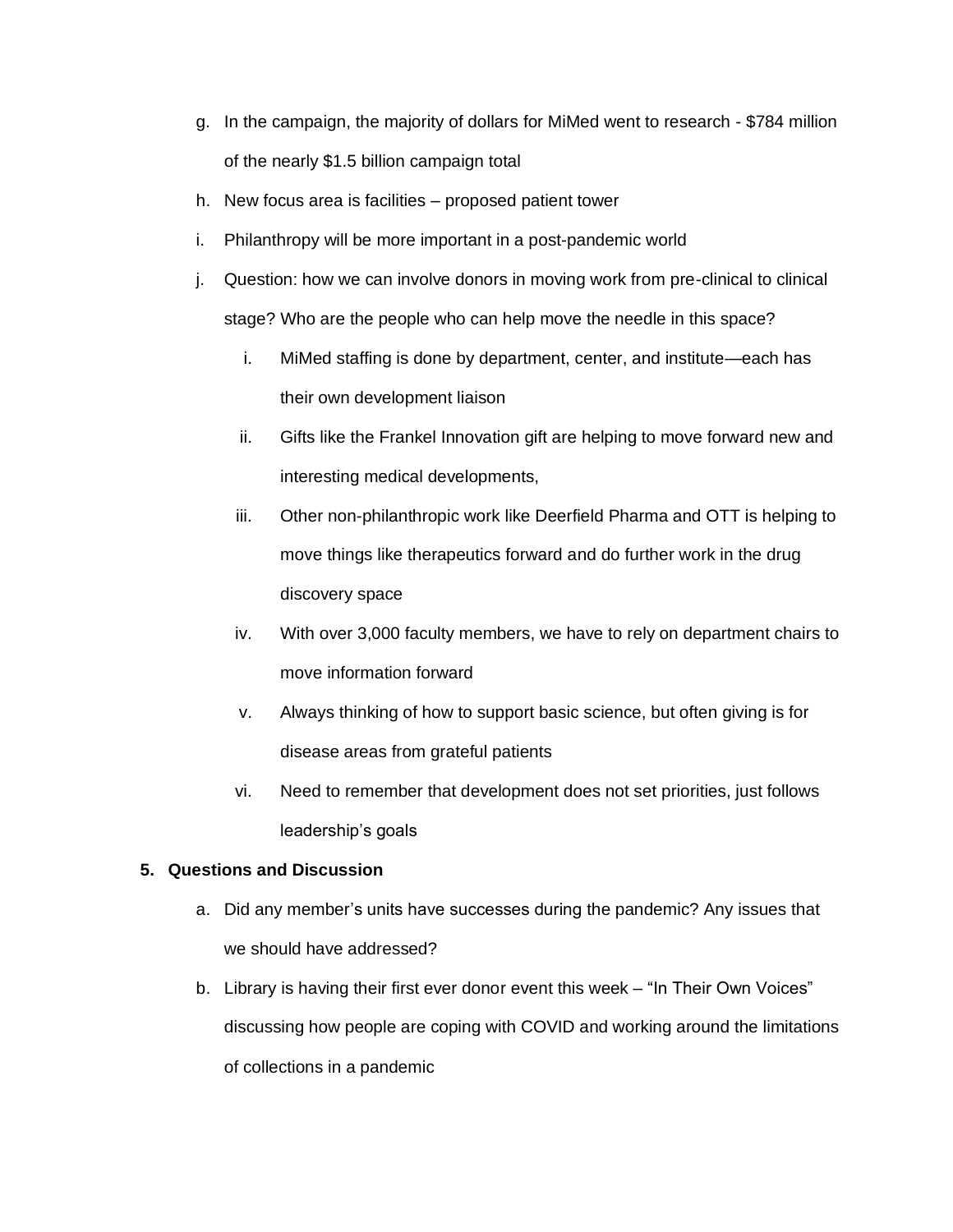g. In the campaign, the majority of dollars for MiMed went to research - $784 million of the nearly $1.5 billion campaign total
h. New focus area is facilities – proposed patient tower
i. Philanthropy will be more important in a post-pandemic world
j. Question: how we can involve donors in moving work from pre-clinical to clinical stage? Who are the people who can help move the needle in this space?
    i. MiMed staffing is done by department, center, and institute—each has their own development liaison
    ii. Gifts like the Frankel Innovation gift are helping to move forward new and interesting medical developments,
    iii. Other non-philanthropic work like Deerfield Pharma and OTT is helping to move things like therapeutics forward and do further work in the drug discovery space
    iv. With over 3,000 faculty members, we have to rely on department chairs to move information forward
    v. Always thinking of how to support basic science, but often giving is for disease areas from grateful patients
    vi. Need to remember that development does not set priorities, just follows leadership's goals

**5. Questions and Discussion**

a. Did any member's units have successes during the pandemic? Any issues that we should have addressed?
b. Library is having their first ever donor event this week – "In Their Own Voices" discussing how people are coping with COVID and working around the limitations of collections in a pandemic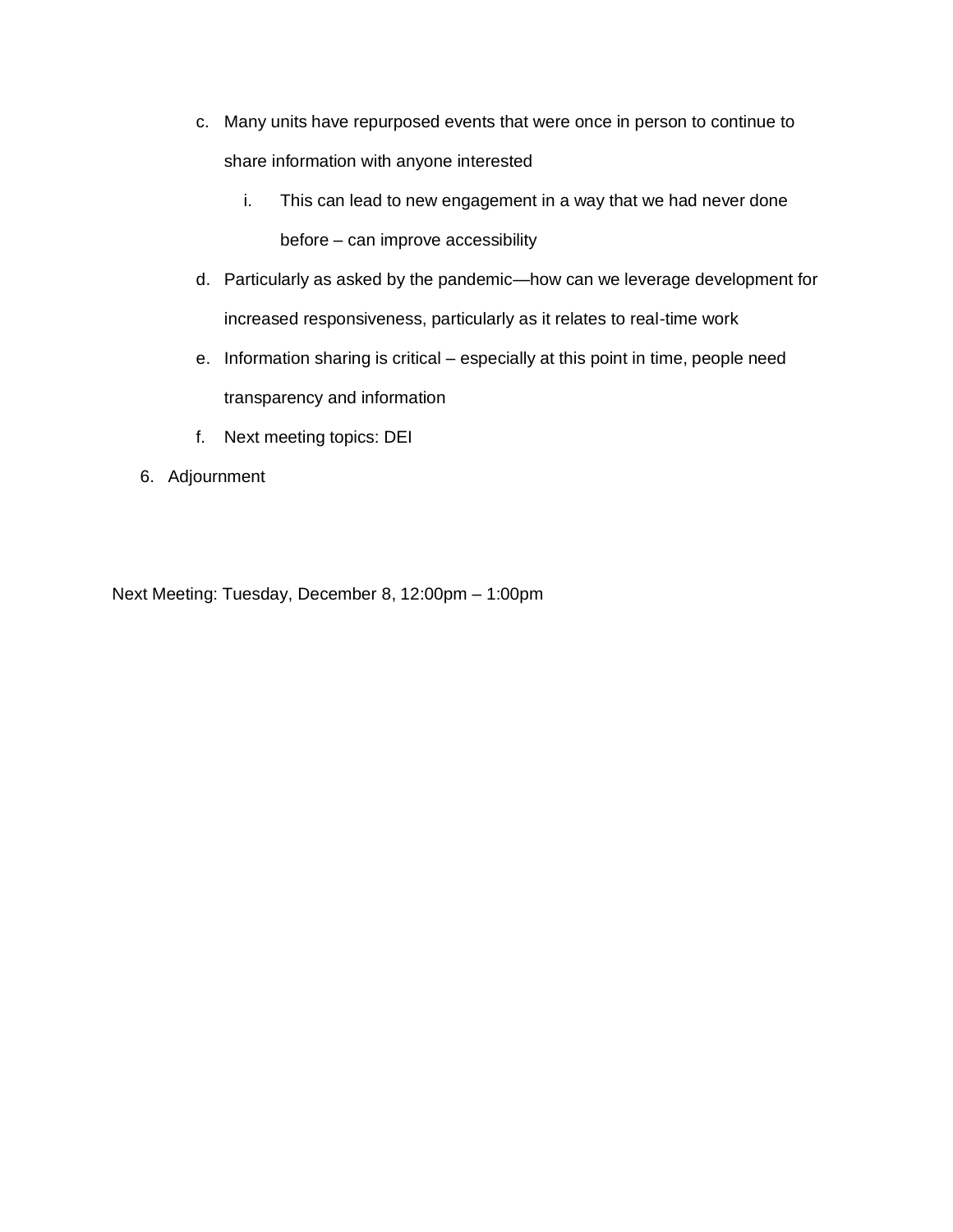c. Many units have repurposed events that were once in person to continue to share information with anyone interested

    i. This can lead to new engagement in a way that we had never done before – can improve accessibility

d. Particularly as asked by the pandemic—how can we leverage development for increased responsiveness, particularly as it relates to real-time work

e. Information sharing is critical – especially at this point in time, people need transparency and information

f. Next meeting topics: DEI

6. Adjournment

Next Meeting: Tuesday, December 8, 12:00pm – 1:00pm